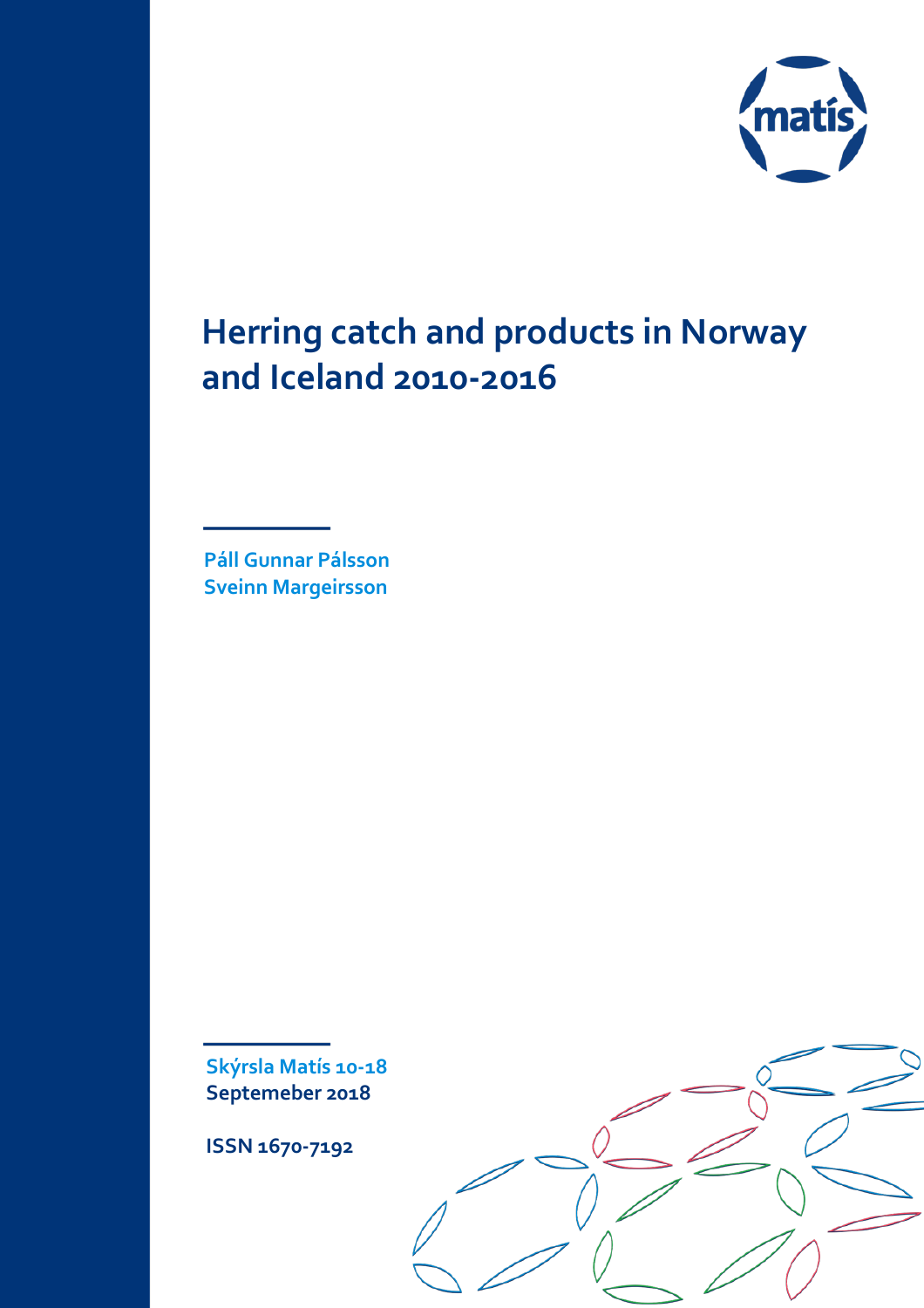# Herring catch and products in Norway and Iceland 2010-2016

Páll Gunnar Pálsson
Sveinn Margeirsson

Skýrsla Matís 10-18
Septemeber 2018

ISSN 1670-7192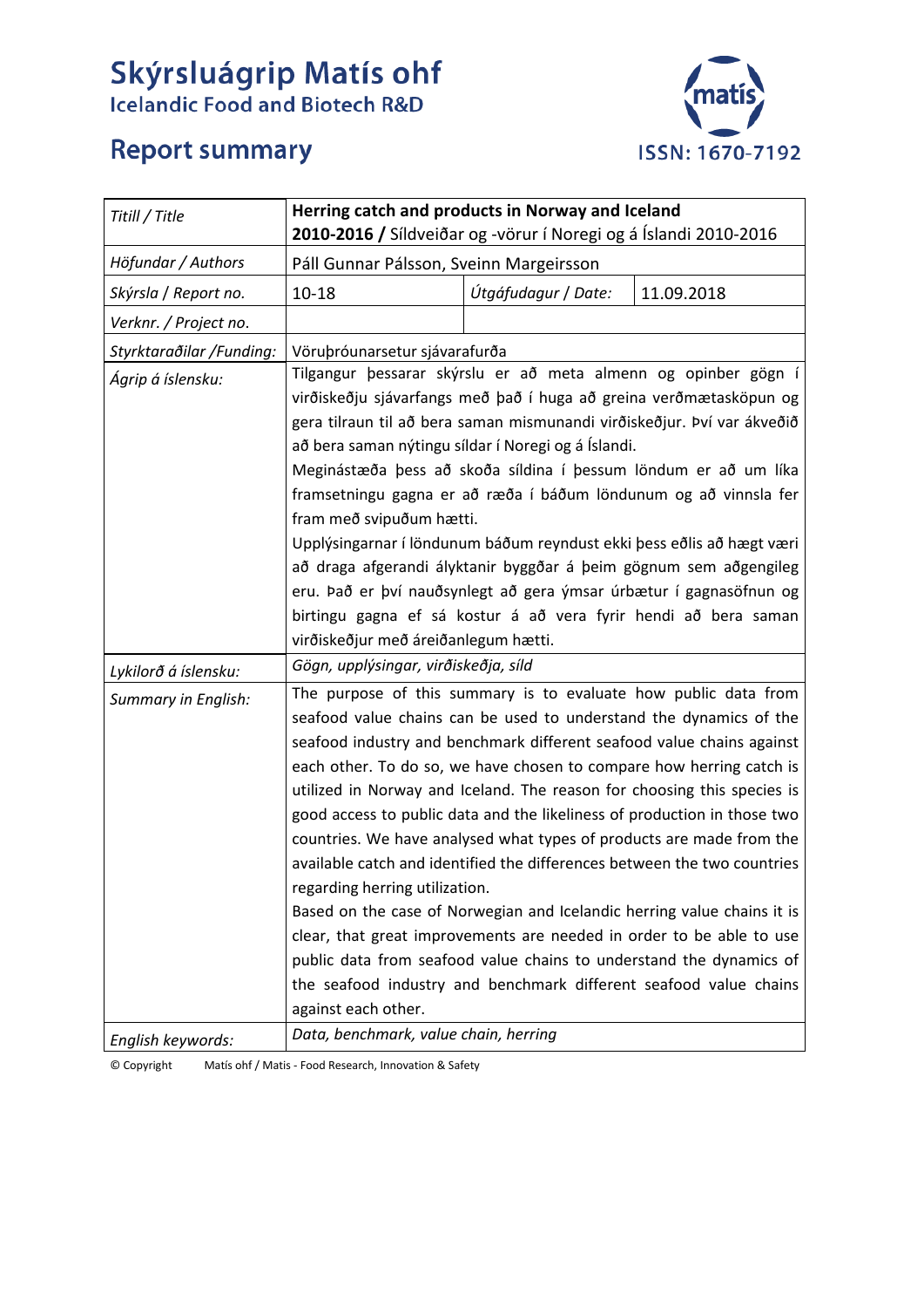# Skýrsluágrip Matís ohf

Icelandic Food and Biotech R&D

## Report summary

ISSN: 1670-7192

| *Titill / Title* | **Herring catch and products in Norway and Iceland 2010-2016 /** Síldveiðar og -vörur í Noregi og á Íslandi 2010-2016 | | |
|---|---|---|---|
| *Höfundar / Authors* | Páll Gunnar Pálsson, Sveinn Margeirsson | | |
| *Skýrsla / Report no.* | 10-18 | *Útgáfudagur / Date:* | 11.09.2018 |
| *Verknr. / Project no.* | | | |
| *Styrktaraðilar /Funding:* | Vöruþróunarsetur sjávarafurða | | |
| *Ágrip á íslensku:* | Tilgangur þessarar skýrslu er að meta almenn og opinber gögn í virðiskeðju sjávarfangs með það í huga að greina verðmætasköpun og gera tilraun til að bera saman mismunandi virðiskeðjur. Því var ákveðið að bera saman nýtingu síldar í Noregi og á Íslandi.<br>Meginástæða þess að skoða síldina í þessum löndum er að um líka framsetningu gagna er að ræða í báðum löndunum og að vinnsla fer fram með svipuðum hætti.<br>Upplýsingarnar í löndunum báðum reyndust ekki þess eðlis að hægt væri að draga afgerandi ályktanir byggðar á þeim gögnum sem aðgengileg eru. Það er því nauðsynlegt að gera ýmsar úrbætur í gagnasöfnun og birtingu gagna ef sá kostur á að vera fyrir hendi að bera saman virðiskeðjur með áreiðanlegum hætti. | | |
| *Lykilorð á íslensku:* | *Gögn, upplýsingar, virðiskeðja, síld* | | |
| *Summary in English:* | The purpose of this summary is to evaluate how public data from seafood value chains can be used to understand the dynamics of the seafood industry and benchmark different seafood value chains against each other. To do so, we have chosen to compare how herring catch is utilized in Norway and Iceland. The reason for choosing this species is good access to public data and the likeliness of production in those two countries. We have analysed what types of products are made from the available catch and identified the differences between the two countries regarding herring utilization.<br>Based on the case of Norwegian and Icelandic herring value chains it is clear, that great improvements are needed in order to be able to use public data from seafood value chains to understand the dynamics of the seafood industry and benchmark different seafood value chains against each other. | | |
| *English keywords:* | *Data, benchmark, value chain, herring* | | |

© Copyright Matís ohf / Matis - Food Research, Innovation & Safety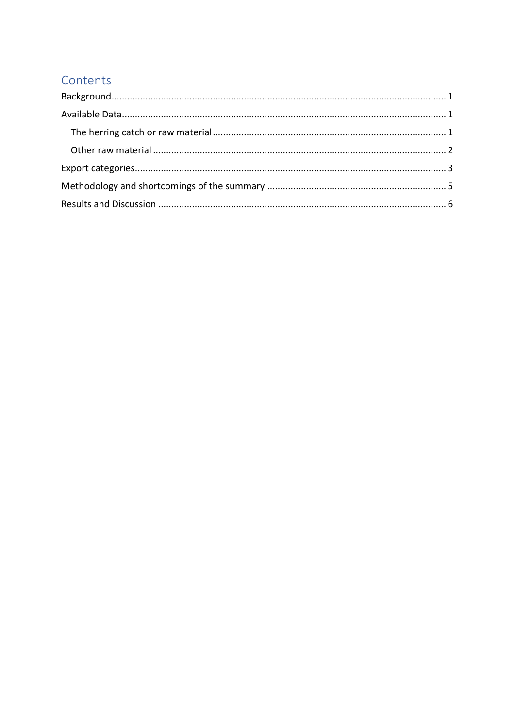## Contents

Background ........................................................................................................................ 1

Available Data ..................................................................................................................... 1

- The herring catch or raw material ................................................................................. 1
- Other raw material ......................................................................................................... 2

Export categories ................................................................................................................ 3

Methodology and shortcomings of the summary ................................................................ 5

Results and Discussion ....................................................................................................... 6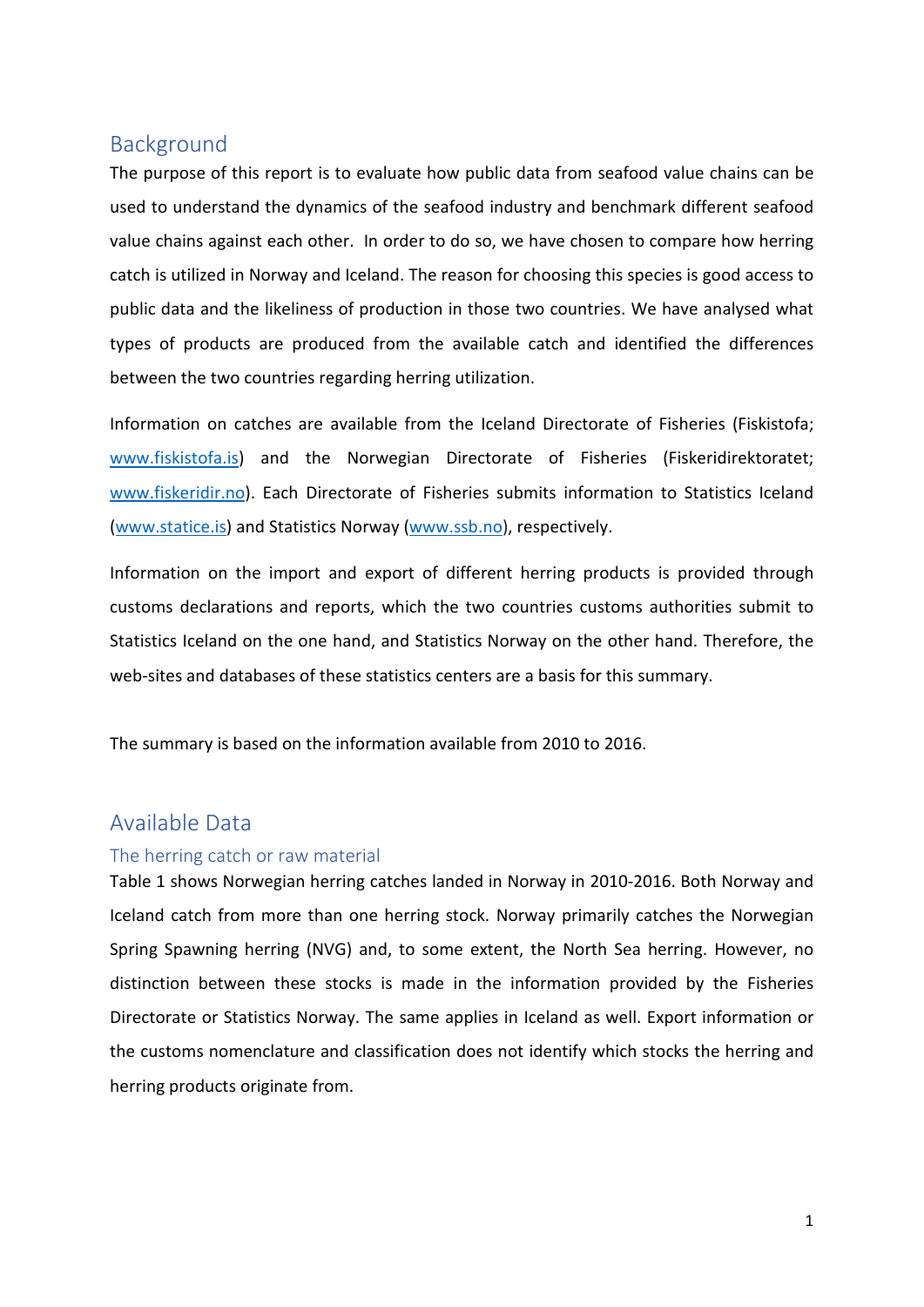## Background

The purpose of this report is to evaluate how public data from seafood value chains can be used to understand the dynamics of the seafood industry and benchmark different seafood value chains against each other. In order to do so, we have chosen to compare how herring catch is utilized in Norway and Iceland. The reason for choosing this species is good access to public data and the likeliness of production in those two countries. We have analysed what types of products are produced from the available catch and identified the differences between the two countries regarding herring utilization.

Information on catches are available from the Iceland Directorate of Fisheries (Fiskistofa; www.fiskistofa.is) and the Norwegian Directorate of Fisheries (Fiskeridirektoratet; www.fiskeridir.no). Each Directorate of Fisheries submits information to Statistics Iceland (www.statice.is) and Statistics Norway (www.ssb.no), respectively.

Information on the import and export of different herring products is provided through customs declarations and reports, which the two countries customs authorities submit to Statistics Iceland on the one hand, and Statistics Norway on the other hand. Therefore, the web-sites and databases of these statistics centers are a basis for this summary.

The summary is based on the information available from 2010 to 2016.

## Available Data

### The herring catch or raw material

Table 1 shows Norwegian herring catches landed in Norway in 2010-2016. Both Norway and Iceland catch from more than one herring stock. Norway primarily catches the Norwegian Spring Spawning herring (NVG) and, to some extent, the North Sea herring. However, no distinction between these stocks is made in the information provided by the Fisheries Directorate or Statistics Norway. The same applies in Iceland as well. Export information or the customs nomenclature and classification does not identify which stocks the herring and herring products originate from.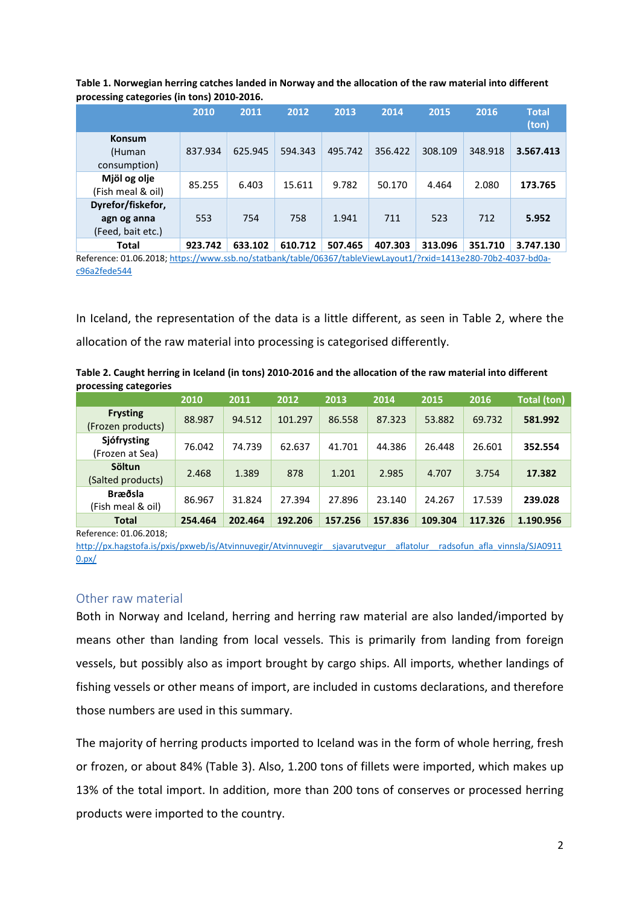**Table 1. Norwegian herring catches landed in Norway and the allocation of the raw material into different processing categories (in tons) 2010-2016.**

| | 2010 | 2011 | 2012 | 2013 | 2014 | 2015 | 2016 | Total (ton) |
|---|---|---|---|---|---|---|---|---|
| **Konsum** (Human consumption) | 837.934 | 625.945 | 594.343 | 495.742 | 356.422 | 308.109 | 348.918 | **3.567.413** |
| **Mjöl og olje** (Fish meal & oil) | 85.255 | 6.403 | 15.611 | 9.782 | 50.170 | 4.464 | 2.080 | **173.765** |
| **Dyrefor/fiskefor, agn og anna** (Feed, bait etc.) | 553 | 754 | 758 | 1.941 | 711 | 523 | 712 | **5.952** |
| **Total** | **923.742** | **633.102** | **610.712** | **507.465** | **407.303** | **313.096** | **351.710** | **3.747.130** |

Reference: 01.06.2018; https://www.ssb.no/statbank/table/06367/tableViewLayout1/?rxid=1413e280-70b2-4037-bd0a-c96a2fede544

In Iceland, the representation of the data is a little different, as seen in Table 2, where the allocation of the raw material into processing is categorised differently.

**Table 2. Caught herring in Iceland (in tons) 2010-2016 and the allocation of the raw material into different processing categories**

| | 2010 | 2011 | 2012 | 2013 | 2014 | 2015 | 2016 | Total (ton) |
|---|---|---|---|---|---|---|---|---|
| **Frysting** (Frozen products) | 88.987 | 94.512 | 101.297 | 86.558 | 87.323 | 53.882 | 69.732 | **581.992** |
| **Sjófrysting** (Frozen at Sea) | 76.042 | 74.739 | 62.637 | 41.701 | 44.386 | 26.448 | 26.601 | **352.554** |
| **Söltun** (Salted products) | 2.468 | 1.389 | 878 | 1.201 | 2.985 | 4.707 | 3.754 | **17.382** |
| **Bræðsla** (Fish meal & oil) | 86.967 | 31.824 | 27.394 | 27.896 | 23.140 | 24.267 | 17.539 | **239.028** |
| **Total** | **254.464** | **202.464** | **192.206** | **157.256** | **157.836** | **109.304** | **117.326** | **1.190.956** |

Reference: 01.06.2018; http://px.hagstofa.is/pxis/pxweb/is/Atvinnuvegir/Atvinnuvegir__sjavarutvegur__aflatolur__radsofun_afla_vinnsla/SJA09110.px/

## Other raw material

Both in Norway and Iceland, herring and herring raw material are also landed/imported by means other than landing from local vessels. This is primarily from landing from foreign vessels, but possibly also as import brought by cargo ships. All imports, whether landings of fishing vessels or other means of import, are included in customs declarations, and therefore those numbers are used in this summary.

The majority of herring products imported to Iceland was in the form of whole herring, fresh or frozen, or about 84% (Table 3). Also, 1.200 tons of fillets were imported, which makes up 13% of the total import. In addition, more than 200 tons of conserves or processed herring products were imported to the country.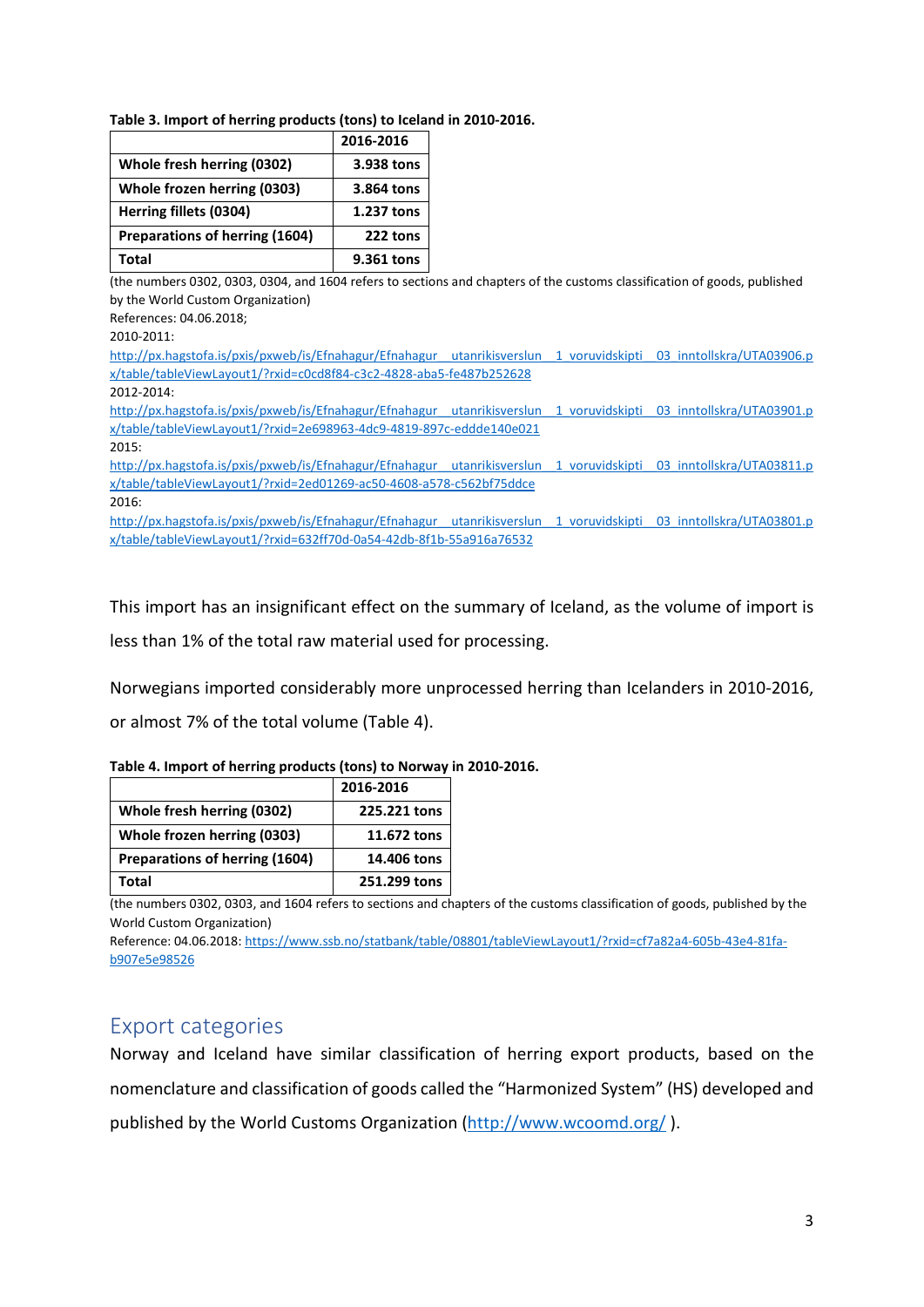**Table 3. Import of herring products (tons) to Iceland in 2010-2016.**

| | 2016-2016 |
|---|---|
| **Whole fresh herring (0302)** | **3.938 tons** |
| **Whole frozen herring (0303)** | **3.864 tons** |
| **Herring fillets (0304)** | **1.237 tons** |
| **Preparations of herring (1604)** | **222 tons** |
| **Total** | **9.361 tons** |

(the numbers 0302, 0303, 0304, and 1604 refers to sections and chapters of the customs classification of goods, published by the World Custom Organization)
References: 04.06.2018;
2010-2011:
http://px.hagstofa.is/pxis/pxweb/is/Efnahagur/Efnahagur__utanrikisverslun__1_voruvidskipti__03_inntollskra/UTA03906.px/table/tableViewLayout1/?rxid=c0cd8f84-c3c2-4828-aba5-fe487b252628
2012-2014:
http://px.hagstofa.is/pxis/pxweb/is/Efnahagur/Efnahagur__utanrikisverslun__1_voruvidskipti__03_inntollskra/UTA03901.px/table/tableViewLayout1/?rxid=2e698963-4dc9-4819-897c-eddde140e021
2015:
http://px.hagstofa.is/pxis/pxweb/is/Efnahagur/Efnahagur__utanrikisverslun__1_voruvidskipti__03_inntollskra/UTA03811.px/table/tableViewLayout1/?rxid=2ed01269-ac50-4608-a578-c562bf75ddce
2016:
http://px.hagstofa.is/pxis/pxweb/is/Efnahagur/Efnahagur__utanrikisverslun__1_voruvidskipti__03_inntollskra/UTA03801.px/table/tableViewLayout1/?rxid=632ff70d-0a54-42db-8f1b-55a916a76532

This import has an insignificant effect on the summary of Iceland, as the volume of import is less than 1% of the total raw material used for processing.

Norwegians imported considerably more unprocessed herring than Icelanders in 2010-2016, or almost 7% of the total volume (Table 4).

**Table 4. Import of herring products (tons) to Norway in 2010-2016.**

| | 2016-2016 |
|---|---|
| **Whole fresh herring (0302)** | **225.221 tons** |
| **Whole frozen herring (0303)** | **11.672 tons** |
| **Preparations of herring (1604)** | **14.406 tons** |
| **Total** | **251.299 tons** |

(the numbers 0302, 0303, and 1604 refers to sections and chapters of the customs classification of goods, published by the World Custom Organization)
Reference: 04.06.2018: https://www.ssb.no/statbank/table/08801/tableViewLayout1/?rxid=cf7a82a4-605b-43e4-81fa-b907e5e98526

## Export categories

Norway and Iceland have similar classification of herring export products, based on the nomenclature and classification of goods called the "Harmonized System" (HS) developed and published by the World Customs Organization (http://www.wcoomd.org/ ).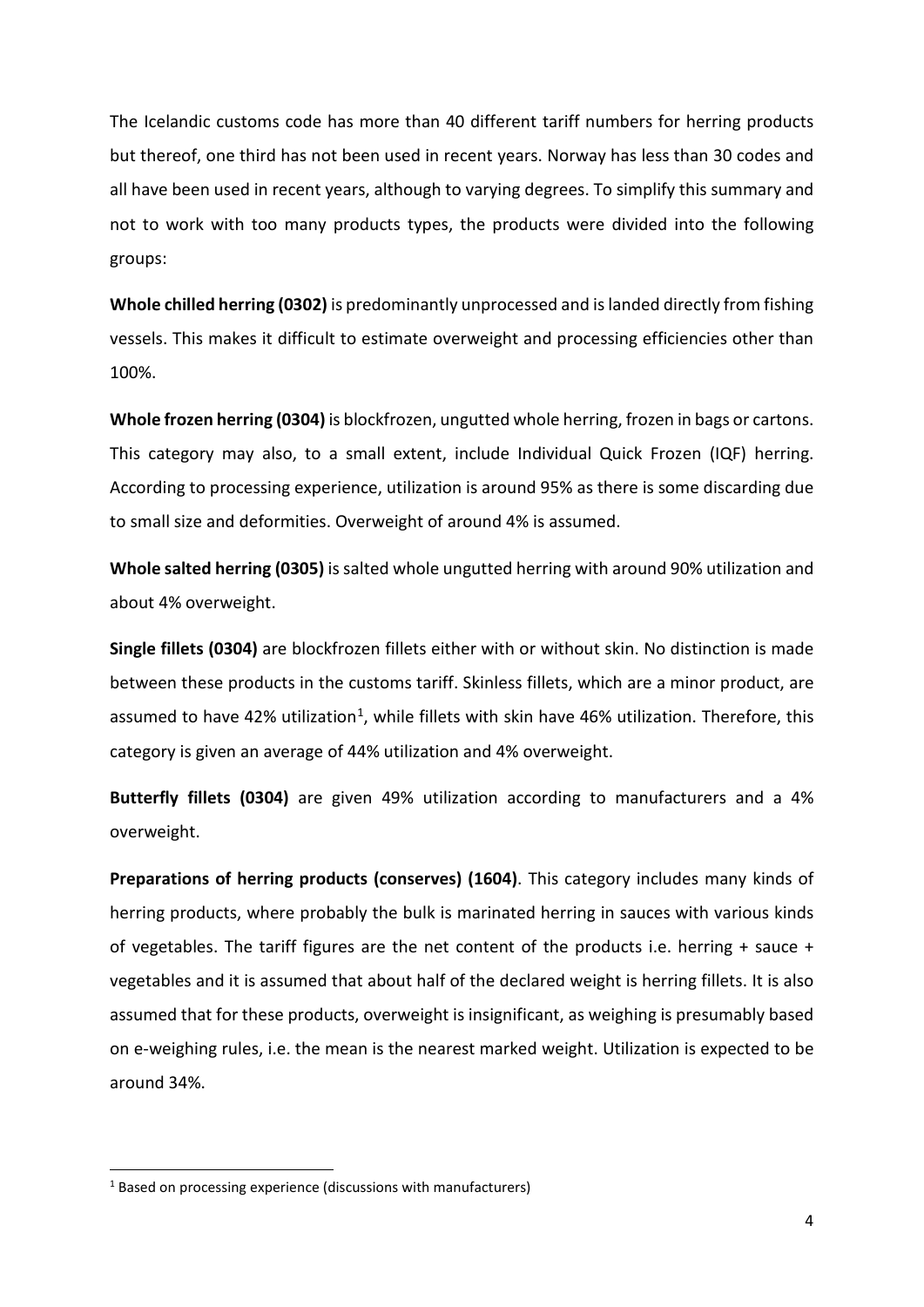The Icelandic customs code has more than 40 different tariff numbers for herring products but thereof, one third has not been used in recent years. Norway has less than 30 codes and all have been used in recent years, although to varying degrees. To simplify this summary and not to work with too many products types, the products were divided into the following groups:

**Whole chilled herring (0302)** is predominantly unprocessed and is landed directly from fishing vessels. This makes it difficult to estimate overweight and processing efficiencies other than 100%.

**Whole frozen herring (0304)** is blockfrozen, ungutted whole herring, frozen in bags or cartons. This category may also, to a small extent, include Individual Quick Frozen (IQF) herring. According to processing experience, utilization is around 95% as there is some discarding due to small size and deformities. Overweight of around 4% is assumed.

**Whole salted herring (0305)** is salted whole ungutted herring with around 90% utilization and about 4% overweight.

**Single fillets (0304)** are blockfrozen fillets either with or without skin. No distinction is made between these products in the customs tariff. Skinless fillets, which are a minor product, are assumed to have 42% utilization[1], while fillets with skin have 46% utilization. Therefore, this category is given an average of 44% utilization and 4% overweight.

**Butterfly fillets (0304)** are given 49% utilization according to manufacturers and a 4% overweight.

**Preparations of herring products (conserves) (1604)**. This category includes many kinds of herring products, where probably the bulk is marinated herring in sauces with various kinds of vegetables. The tariff figures are the net content of the products i.e. herring + sauce + vegetables and it is assumed that about half of the declared weight is herring fillets. It is also assumed that for these products, overweight is insignificant, as weighing is presumably based on e-weighing rules, i.e. the mean is the nearest marked weight. Utilization is expected to be around 34%.

[1] Based on processing experience (discussions with manufacturers)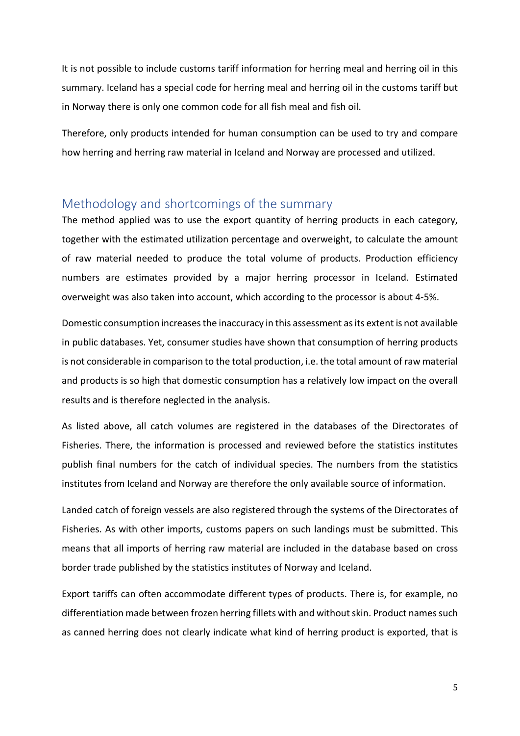It is not possible to include customs tariff information for herring meal and herring oil in this summary. Iceland has a special code for herring meal and herring oil in the customs tariff but in Norway there is only one common code for all fish meal and fish oil.

Therefore, only products intended for human consumption can be used to try and compare how herring and herring raw material in Iceland and Norway are processed and utilized.

## Methodology and shortcomings of the summary

The method applied was to use the export quantity of herring products in each category, together with the estimated utilization percentage and overweight, to calculate the amount of raw material needed to produce the total volume of products. Production efficiency numbers are estimates provided by a major herring processor in Iceland. Estimated overweight was also taken into account, which according to the processor is about 4-5%.

Domestic consumption increases the inaccuracy in this assessment as its extent is not available in public databases. Yet, consumer studies have shown that consumption of herring products is not considerable in comparison to the total production, i.e. the total amount of raw material and products is so high that domestic consumption has a relatively low impact on the overall results and is therefore neglected in the analysis.

As listed above, all catch volumes are registered in the databases of the Directorates of Fisheries. There, the information is processed and reviewed before the statistics institutes publish final numbers for the catch of individual species. The numbers from the statistics institutes from Iceland and Norway are therefore the only available source of information.

Landed catch of foreign vessels are also registered through the systems of the Directorates of Fisheries. As with other imports, customs papers on such landings must be submitted. This means that all imports of herring raw material are included in the database based on cross border trade published by the statistics institutes of Norway and Iceland.

Export tariffs can often accommodate different types of products. There is, for example, no differentiation made between frozen herring fillets with and without skin. Product names such as canned herring does not clearly indicate what kind of herring product is exported, that is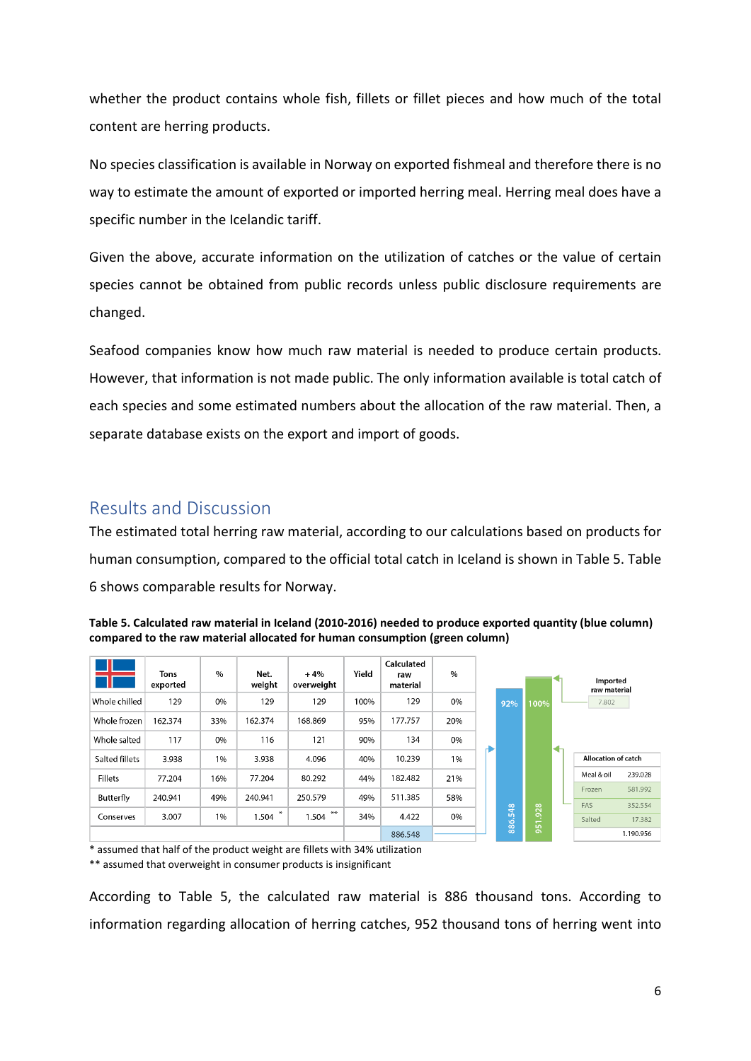whether the product contains whole fish, fillets or fillet pieces and how much of the total content are herring products.

No species classification is available in Norway on exported fishmeal and therefore there is no way to estimate the amount of exported or imported herring meal. Herring meal does have a specific number in the Icelandic tariff.

Given the above, accurate information on the utilization of catches or the value of certain species cannot be obtained from public records unless public disclosure requirements are changed.

Seafood companies know how much raw material is needed to produce certain products. However, that information is not made public. The only information available is total catch of each species and some estimated numbers about the allocation of the raw material. Then, a separate database exists on the export and import of goods.

## Results and Discussion

The estimated total herring raw material, according to our calculations based on products for human consumption, compared to the official total catch in Iceland is shown in Table 5. Table 6 shows comparable results for Norway.

**Table 5. Calculated raw material in Iceland (2010-2016) needed to produce exported quantity (blue column) compared to the raw material allocated for human consumption (green column)**

| | Tons exported | % | Net. weight | + 4% overweight | Yield | Calculated raw material | % |
|---|---|---|---|---|---|---|---|
| Whole chilled | 129 | 0% | 129 | 129 | 100% | 129 | 0% |
| Whole frozen | 162.374 | 33% | 162.374 | 168.869 | 95% | 177.757 | 20% |
| Whole salted | 117 | 0% | 116 | 121 | 90% | 134 | 0% |
| Salted fillets | 3.938 | 1% | 3.938 | 4.096 | 40% | 10.239 | 1% |
| Fillets | 77.204 | 16% | 77.204 | 80.292 | 44% | 182.482 | 21% |
| Butterfly | 240.941 | 49% | 240.941 | 250.579 | 49% | 511.385 | 58% |
| Conserves | 3.007 | 1% | 1.504 * | 1.504 ** | 34% | 4.422 | 0% |
| | | | | | | 886.548 | |

Blue column: 886.548 (92%); Green column: 951.928 (100%)

| Imported raw material | |
|---|---|
| | 7.802 |

| Allocation of catch | |
|---|---|
| Meal & oil | 239.028 |
| Frozen | 581.992 |
| FAS | 352.554 |
| Salted | 17.382 |
| | 1.190.956 |

\* assumed that half of the product weight are fillets with 34% utilization

\*\* assumed that overweight in consumer products is insignificant

According to Table 5, the calculated raw material is 886 thousand tons. According to information regarding allocation of herring catches, 952 thousand tons of herring went into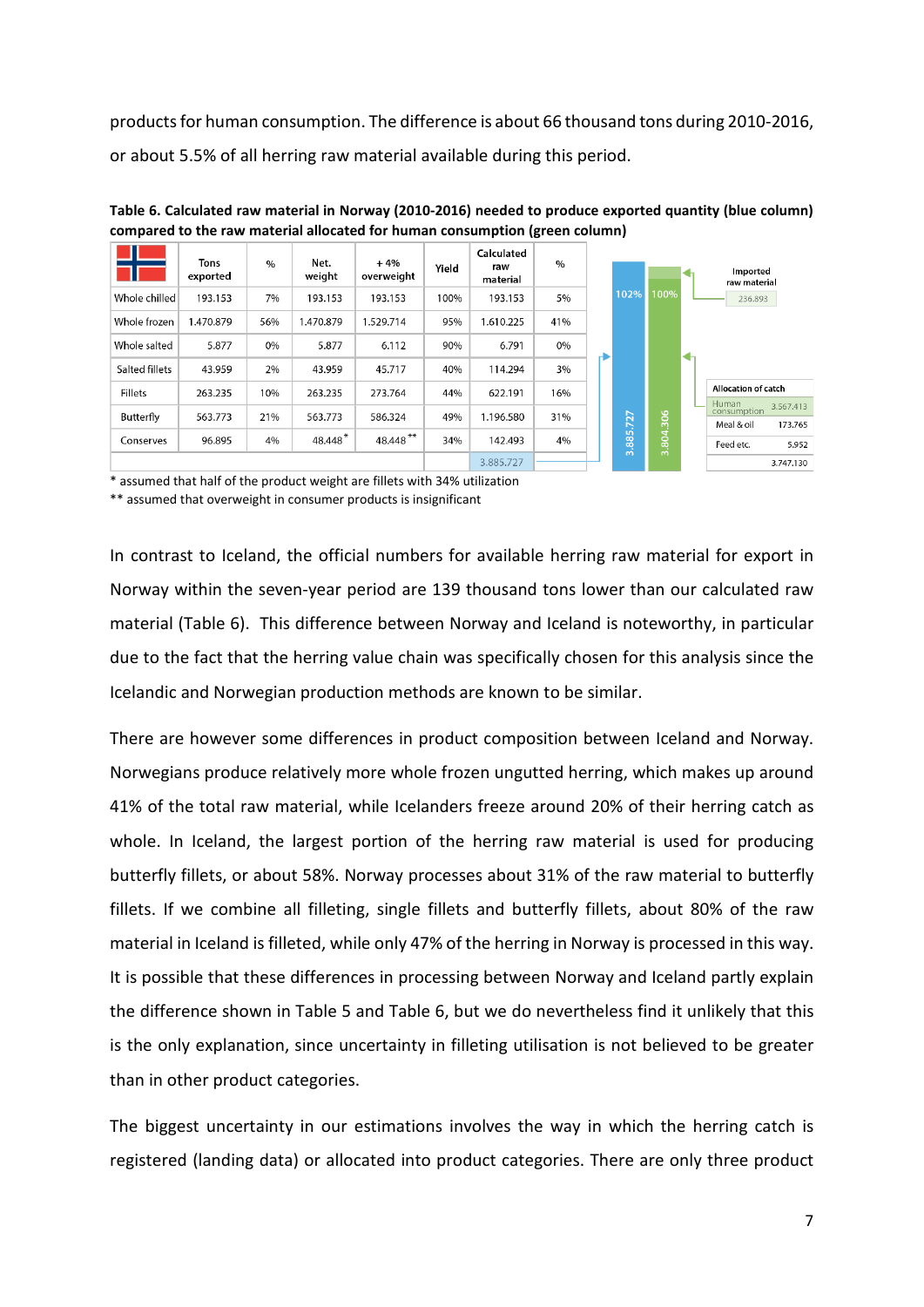products for human consumption. The difference is about 66 thousand tons during 2010-2016, or about 5.5% of all herring raw material available during this period.

**Table 6. Calculated raw material in Norway (2010-2016) needed to produce exported quantity (blue column) compared to the raw material allocated for human consumption (green column)**

| | Tons exported | % | Net. weight | + 4% overweight | Yield | Calculated raw material | % |
|---|---|---|---|---|---|---|---|
| Whole chilled | 193.153 | 7% | 193.153 | 193.153 | 100% | 193.153 | 5% |
| Whole frozen | 1.470.879 | 56% | 1.470.879 | 1.529.714 | 95% | 1.610.225 | 41% |
| Whole salted | 5.877 | 0% | 5.877 | 6.112 | 90% | 6.791 | 0% |
| Salted fillets | 43.959 | 2% | 43.959 | 45.717 | 40% | 114.294 | 3% |
| Fillets | 263.235 | 10% | 263.235 | 273.764 | 44% | 622.191 | 16% |
| Butterfly | 563.773 | 21% | 563.773 | 586.324 | 49% | 1.196.580 | 31% |
| Conserves | 96.895 | 4% | 48.448* | 48.448** | 34% | 142.493 | 4% |
| | | | | | | 3.885.727 | |

| | |
|---|---|
| Blue column (calculated raw material) | 3.885.727 (102%) |
| Green column (raw material allocated for human consumption) | 3.804.306 (100%) |
| Imported raw material | 236.893 |

| Allocation of catch | |
|---|---|
| Human consumption | 3.567.413 |
| Meal & oil | 173.765 |
| Feed etc. | 5.952 |
| | 3.747.130 |

\* assumed that half of the product weight are fillets with 34% utilization

** assumed that overweight in consumer products is insignificant

In contrast to Iceland, the official numbers for available herring raw material for export in Norway within the seven-year period are 139 thousand tons lower than our calculated raw material (Table 6). This difference between Norway and Iceland is noteworthy, in particular due to the fact that the herring value chain was specifically chosen for this analysis since the Icelandic and Norwegian production methods are known to be similar.

There are however some differences in product composition between Iceland and Norway. Norwegians produce relatively more whole frozen ungutted herring, which makes up around 41% of the total raw material, while Icelanders freeze around 20% of their herring catch as whole. In Iceland, the largest portion of the herring raw material is used for producing butterfly fillets, or about 58%. Norway processes about 31% of the raw material to butterfly fillets. If we combine all filleting, single fillets and butterfly fillets, about 80% of the raw material in Iceland is filleted, while only 47% of the herring in Norway is processed in this way. It is possible that these differences in processing between Norway and Iceland partly explain the difference shown in Table 5 and Table 6, but we do nevertheless find it unlikely that this is the only explanation, since uncertainty in filleting utilisation is not believed to be greater than in other product categories.

The biggest uncertainty in our estimations involves the way in which the herring catch is registered (landing data) or allocated into product categories. There are only three product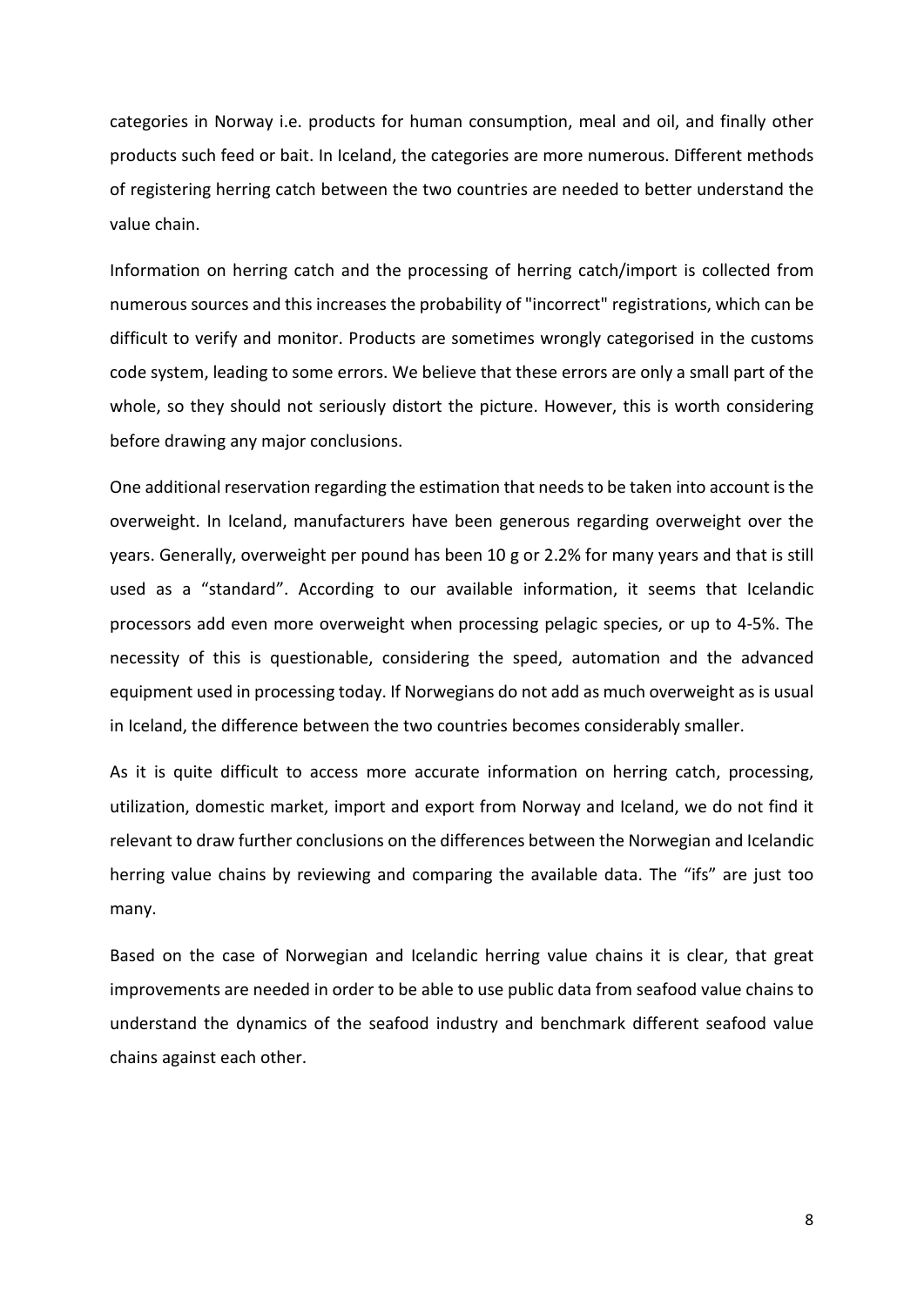categories in Norway i.e. products for human consumption, meal and oil, and finally other products such feed or bait. In Iceland, the categories are more numerous. Different methods of registering herring catch between the two countries are needed to better understand the value chain.

Information on herring catch and the processing of herring catch/import is collected from numerous sources and this increases the probability of "incorrect" registrations, which can be difficult to verify and monitor. Products are sometimes wrongly categorised in the customs code system, leading to some errors. We believe that these errors are only a small part of the whole, so they should not seriously distort the picture. However, this is worth considering before drawing any major conclusions.

One additional reservation regarding the estimation that needs to be taken into account is the overweight. In Iceland, manufacturers have been generous regarding overweight over the years. Generally, overweight per pound has been 10 g or 2.2% for many years and that is still used as a "standard". According to our available information, it seems that Icelandic processors add even more overweight when processing pelagic species, or up to 4-5%. The necessity of this is questionable, considering the speed, automation and the advanced equipment used in processing today. If Norwegians do not add as much overweight as is usual in Iceland, the difference between the two countries becomes considerably smaller.

As it is quite difficult to access more accurate information on herring catch, processing, utilization, domestic market, import and export from Norway and Iceland, we do not find it relevant to draw further conclusions on the differences between the Norwegian and Icelandic herring value chains by reviewing and comparing the available data. The "ifs" are just too many.

Based on the case of Norwegian and Icelandic herring value chains it is clear, that great improvements are needed in order to be able to use public data from seafood value chains to understand the dynamics of the seafood industry and benchmark different seafood value chains against each other.